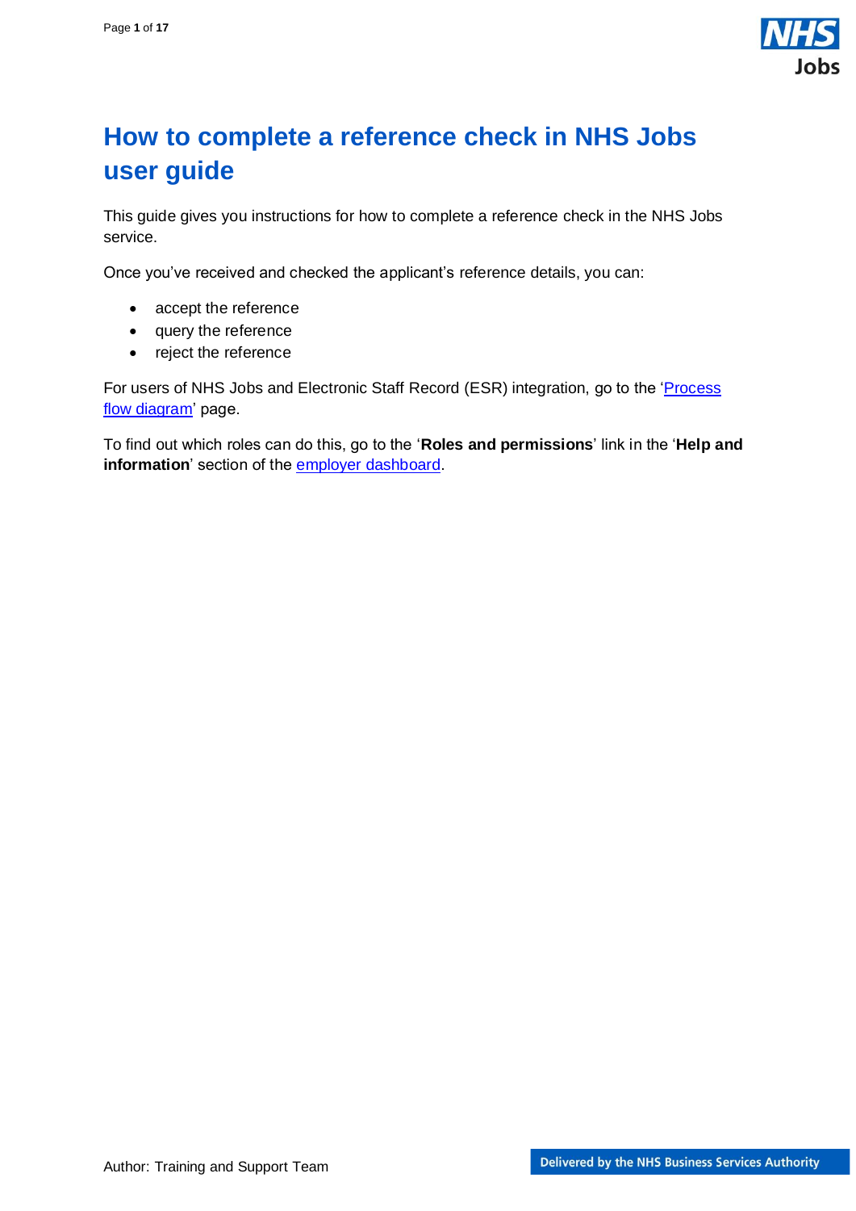# How to complete a reference check in NHS Jobs user guide

This guide gives you instructions for how to complete a reference check in the NHS Jobs service.

Once you've received and checked the applicant's reference details, you can:

- accept the reference
- query the reference
- reject the reference

For users of NHS Jobs and Electronic Staff Record (ESR) integration, go to the 'Process flow diagram' page.

To find out which roles can do this, go to the '**Roles and permissions**' link in the '**Help and information**' section of the employer dashboard.

Author: Training and Support Team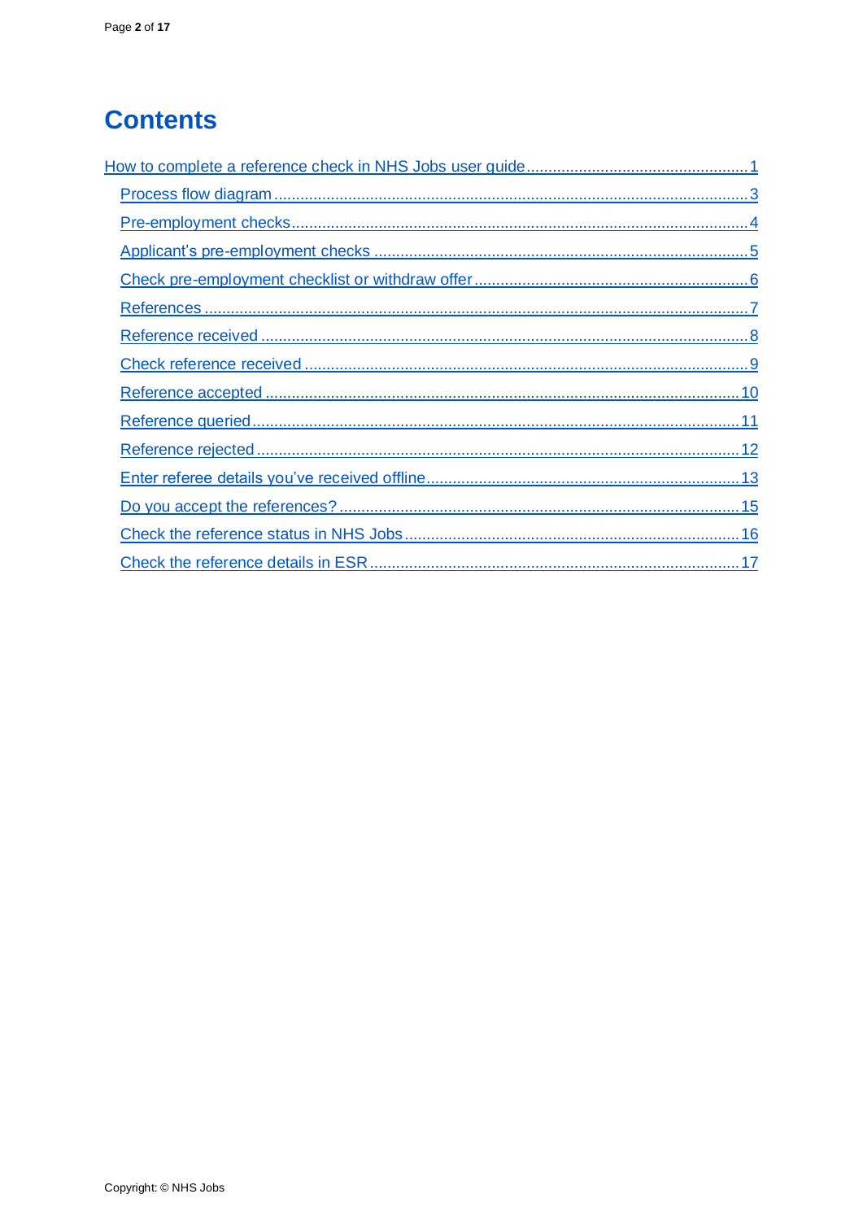# Contents

- How to complete a reference check in NHS Jobs user guide ........ 1
  - Process flow diagram ........ 3
  - Pre-employment checks ........ 4
  - Applicant's pre-employment checks ........ 5
  - Check pre-employment checklist or withdraw offer ........ 6
  - References ........ 7
  - Reference received ........ 8
  - Check reference received ........ 9
  - Reference accepted ........ 10
  - Reference queried ........ 11
  - Reference rejected ........ 12
  - Enter referee details you've received offline ........ 13
  - Do you accept the references? ........ 15
  - Check the reference status in NHS Jobs ........ 16
  - Check the reference details in ESR ........ 17

Copyright: © NHS Jobs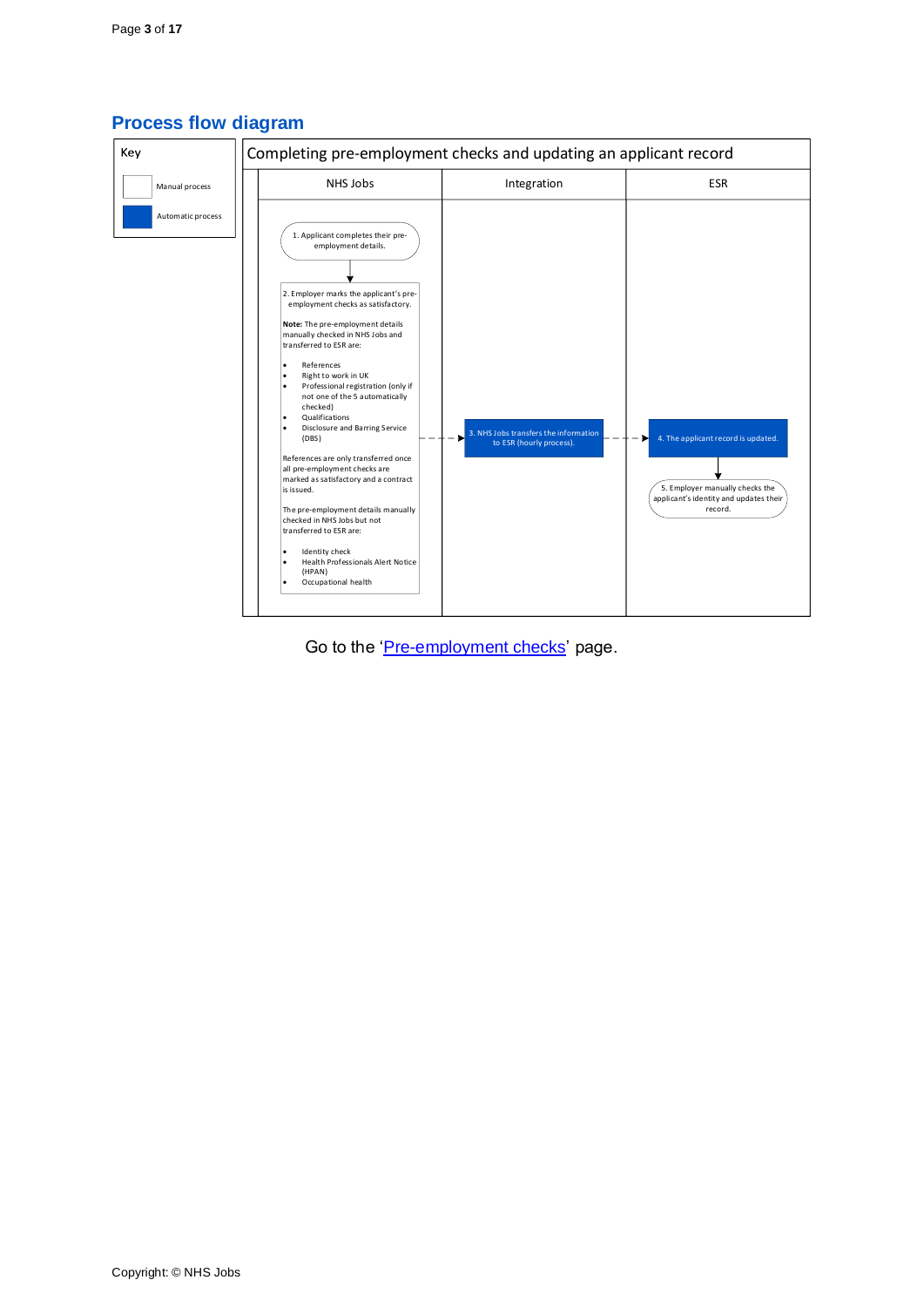## Process flow diagram

**Key**

- Manual process (white box)
- Automatic process (blue box)

**Completing pre-employment checks and updating an applicant record**

| NHS Jobs | Integration | ESR |
|---|---|---|
| 1. Applicant completes their pre-employment details. | | |
| 2. Employer marks the applicant's pre-employment checks as satisfactory. | 3. NHS Jobs transfers the information to ESR (hourly process). | 4. The applicant record is updated. |
| | | 5. Employer manually checks the applicant's identity and updates their record. |

Note for step 2:

**Note:** The pre-employment details manually checked in NHS Jobs and transferred to ESR are:

- References
- Right to work in UK
- Professional registration (only if not one of the 5 automatically checked)
- Qualifications
- Disclosure and Barring Service (DBS)

References are only transferred once all pre-employment checks are marked as satisfactory and a contract is issued.

The pre-employment details manually checked in NHS Jobs but not transferred to ESR are:

- Identity check
- Health Professionals Alert Notice (HPAN)
- Occupational health

Go to the 'Pre-employment checks' page.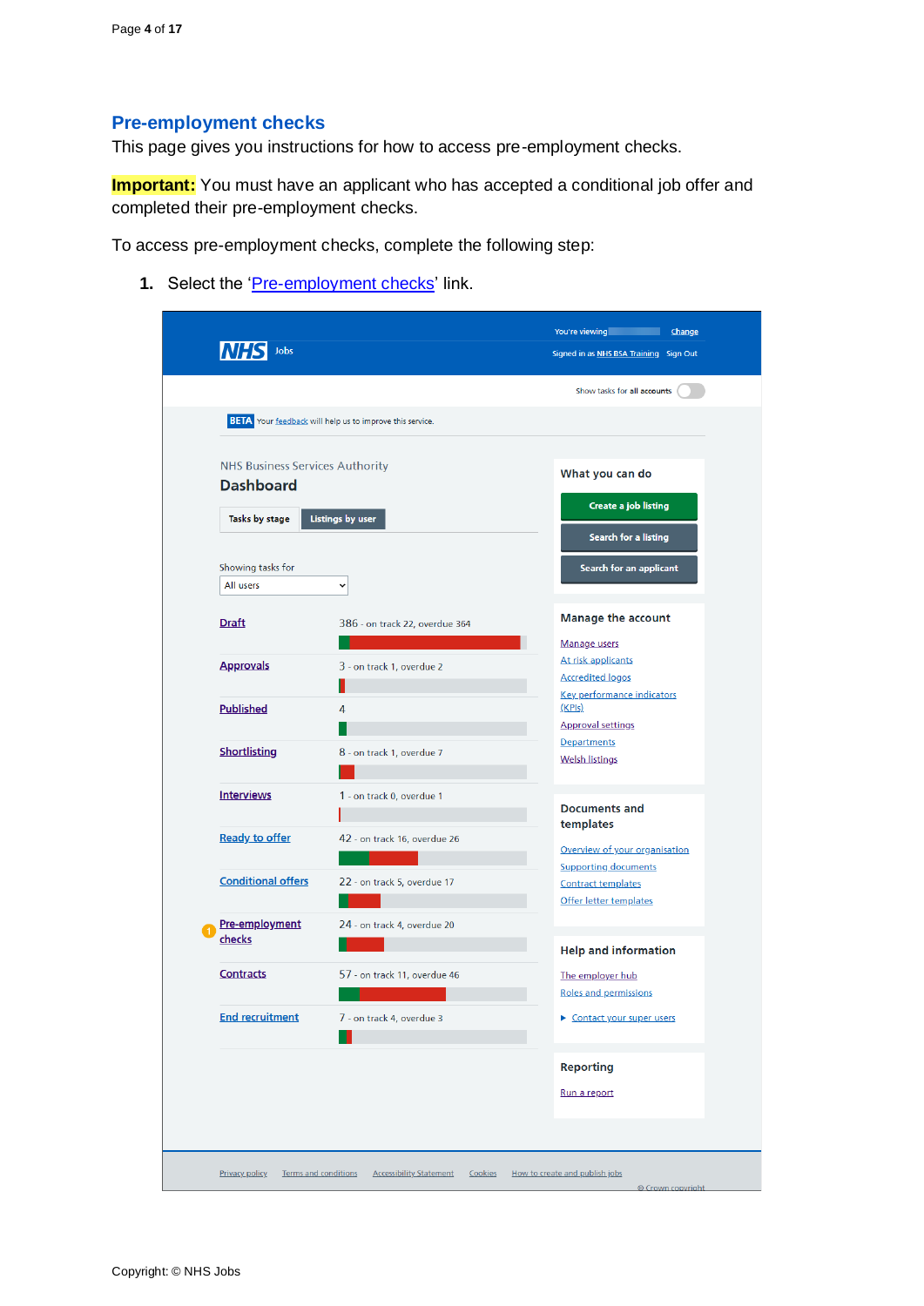## Pre-employment checks

This page gives you instructions for how to access pre-employment checks.

**Important:** You must have an applicant who has accepted a conditional job offer and completed their pre-employment checks.

To access pre-employment checks, complete the following step:

1. Select the '[Pre-employment checks](#)' link.

Copyright: © NHS Jobs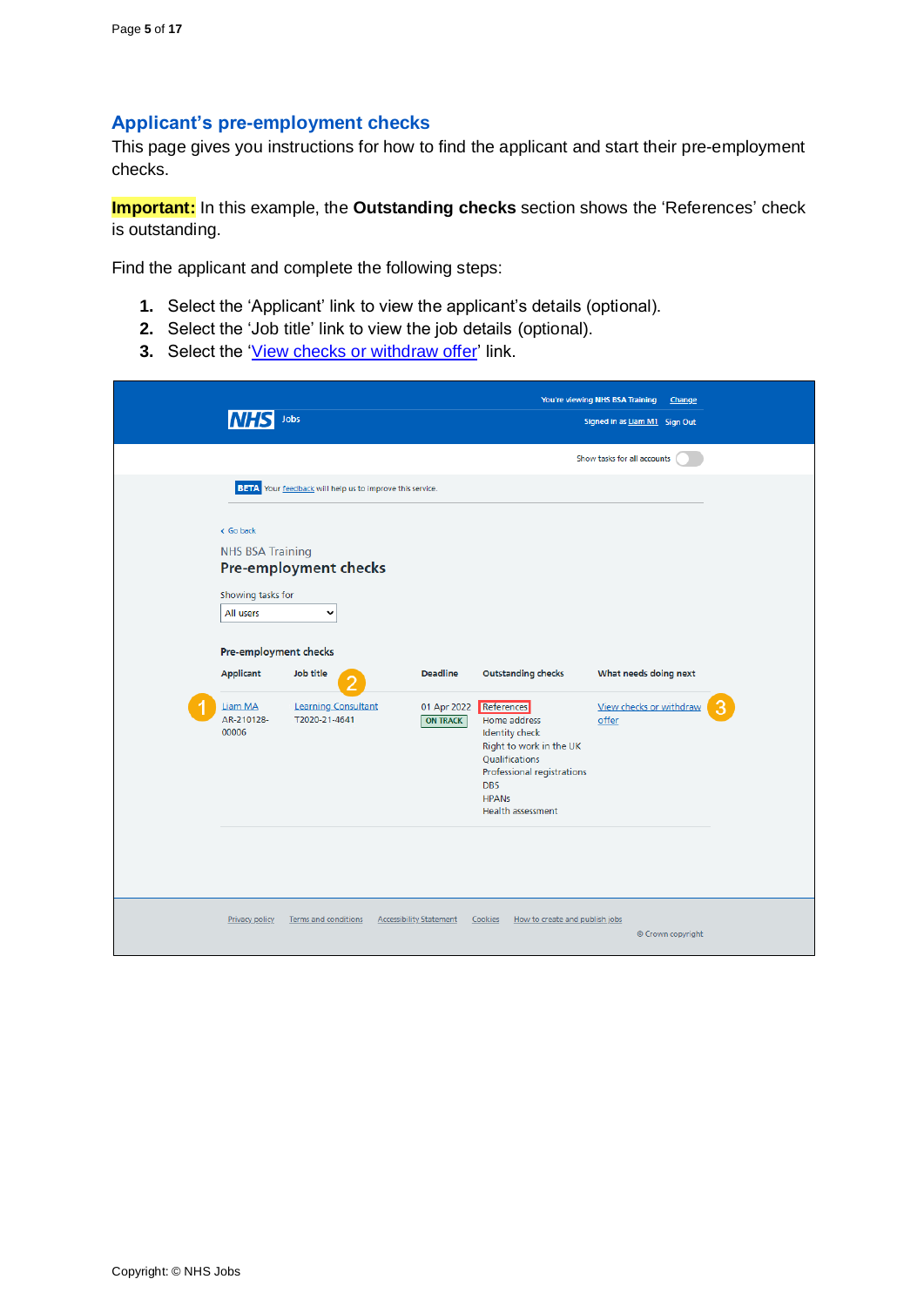## Applicant's pre-employment checks

This page gives you instructions for how to find the applicant and start their pre-employment checks.

**Important:** In this example, the **Outstanding checks** section shows the 'References' check is outstanding.

Find the applicant and complete the following steps:

1. Select the 'Applicant' link to view the applicant's details (optional).
2. Select the 'Job title' link to view the job details (optional).
3. Select the 'View checks or withdraw offer' link.

You're viewing NHS BSA Training Change

NHS Jobs

Signed in as Liam M1 Sign Out

Show tasks for all accounts

BETA Your feedback will help us to improve this service.

Go back

NHS BSA Training

**Pre-employment checks**

Showing tasks for

All users

**Pre-employment checks**

| Applicant | Job title | Deadline | Outstanding checks | What needs doing next |
|---|---|---|---|---|
| Liam MA AR-210128-00006 | Learning Consultant T2020-21-4641 | 01 Apr 2022 ON TRACK | References Home address Identity check Right to work in the UK Qualifications Professional registrations DBS HPANs Health assessment | View checks or withdraw offer |

Privacy policy Terms and conditions Accessibility Statement Cookies How to create and publish jobs

© Crown copyright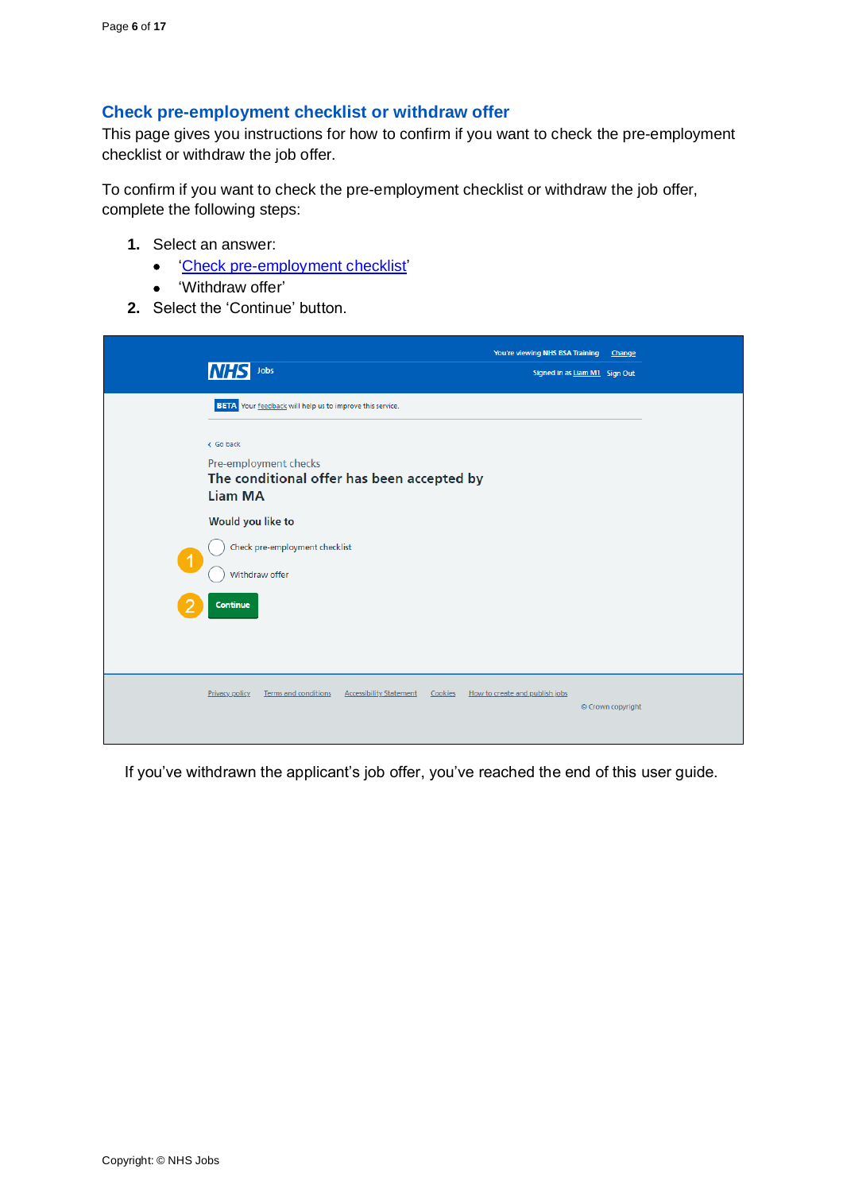## Check pre-employment checklist or withdraw offer

This page gives you instructions for how to confirm if you want to check the pre-employment checklist or withdraw the job offer.

To confirm if you want to check the pre-employment checklist or withdraw the job offer, complete the following steps:

1. Select an answer:
   - 'Check pre-employment checklist'
   - 'Withdraw offer'
2. Select the 'Continue' button.

If you've withdrawn the applicant's job offer, you've reached the end of this user guide.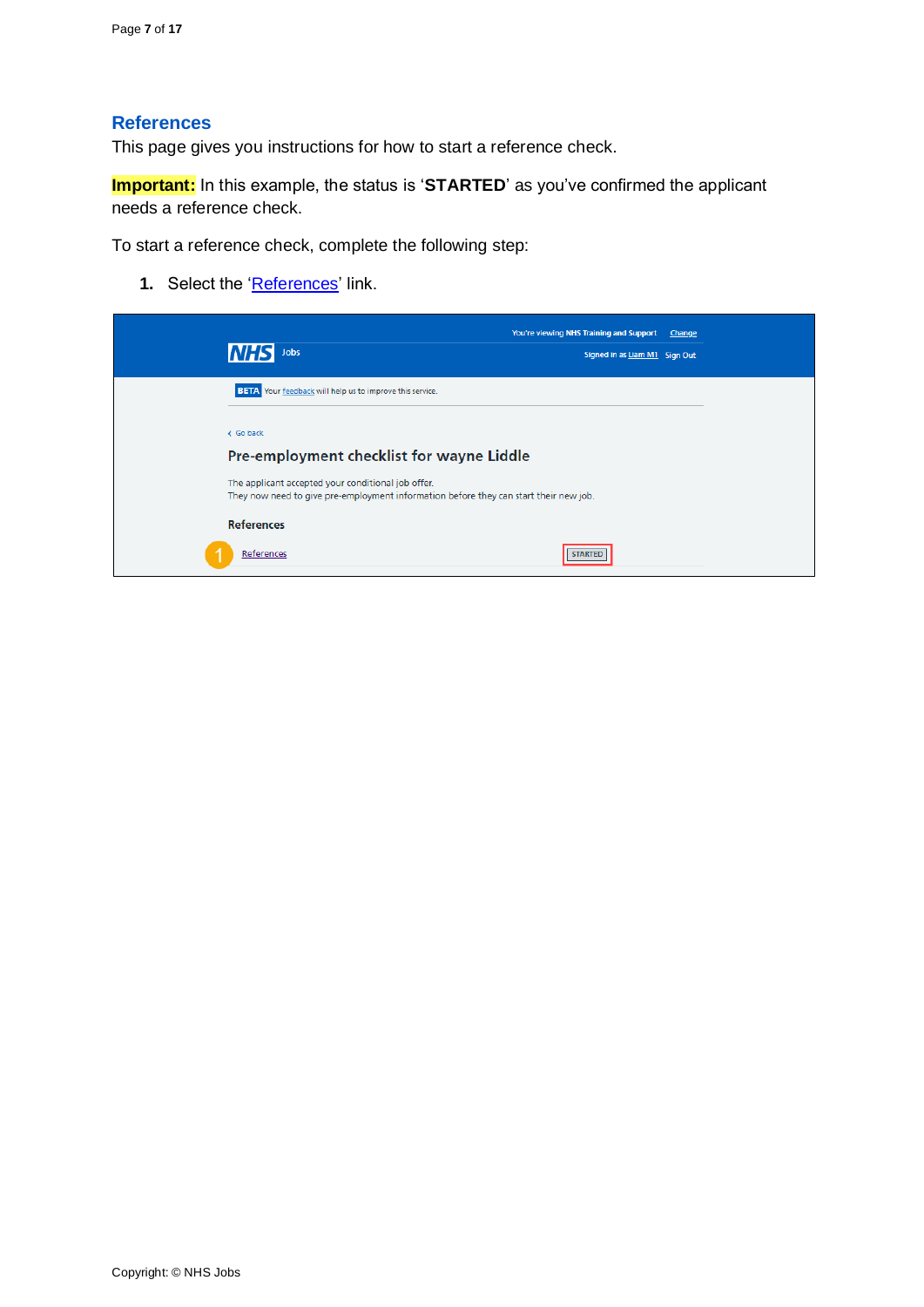## References

This page gives you instructions for how to start a reference check.

**Important:** In this example, the status is '**STARTED**' as you've confirmed the applicant needs a reference check.

To start a reference check, complete the following step:

1. Select the 'References' link.

You're viewing NHS Training and Support Change

NHS Jobs

Signed in as Liam M1 Sign Out

BETA Your feedback will help us to improve this service.

Go back

Pre-employment checklist for wayne Liddle

The applicant accepted your conditional job offer.
They now need to give pre-employment information before they can start their new job.

References

References STARTED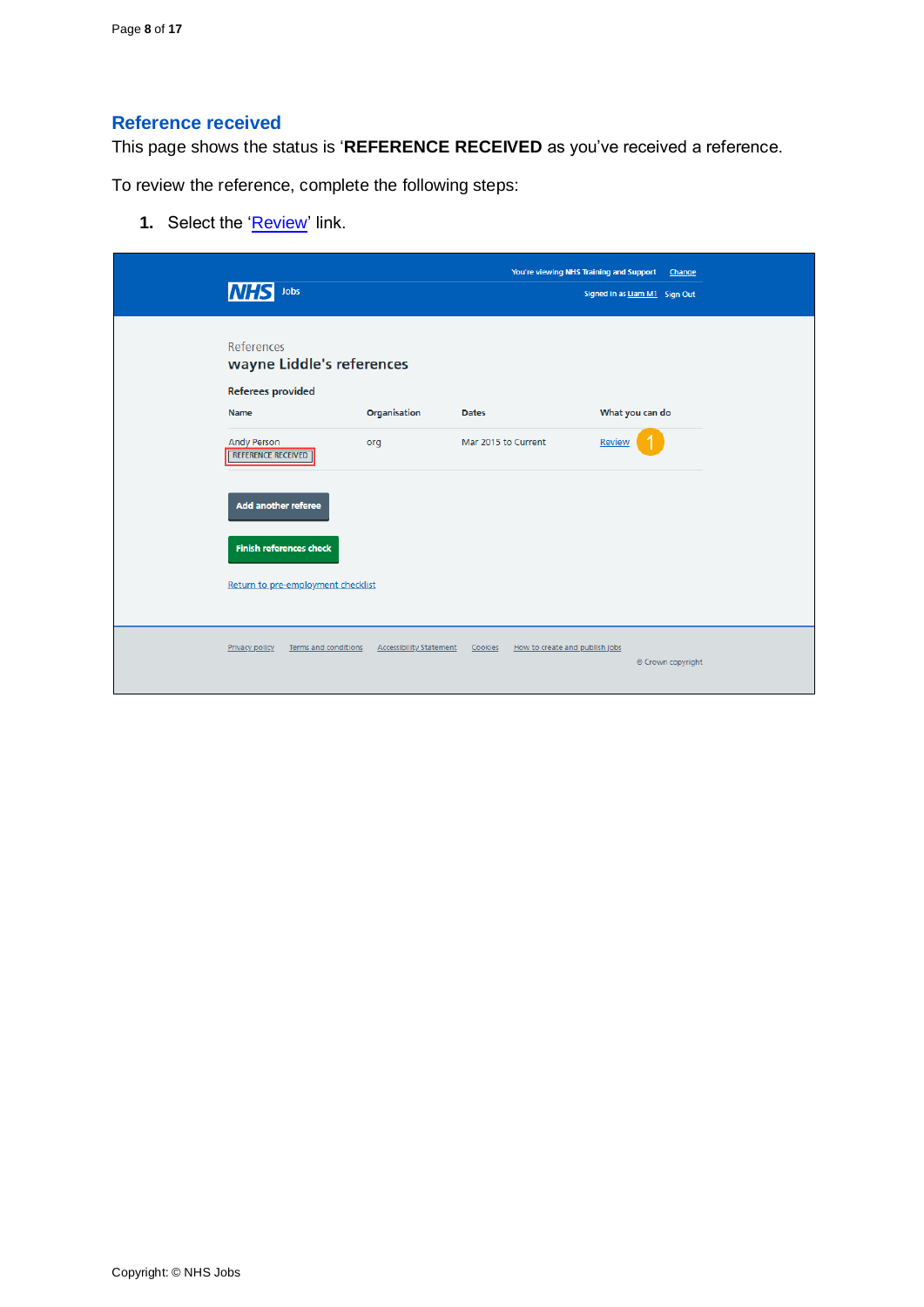## Reference received

This page shows the status is '**REFERENCE RECEIVED** as you've received a reference.

To review the reference, complete the following steps:

1. Select the 'Review' link.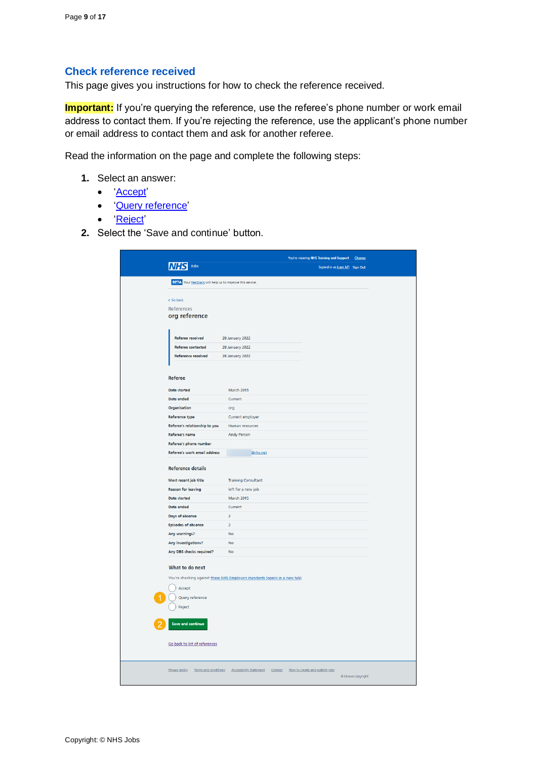## Check reference received

This page gives you instructions for how to check the reference received.

**Important:** If you're querying the reference, use the referee's phone number or work email address to contact them. If you're rejecting the reference, use the applicant's phone number or email address to contact them and ask for another referee.

Read the information on the page and complete the following steps:

1. Select an answer:
   - 'Accept'
   - 'Query reference'
   - 'Reject'
2. Select the 'Save and continue' button.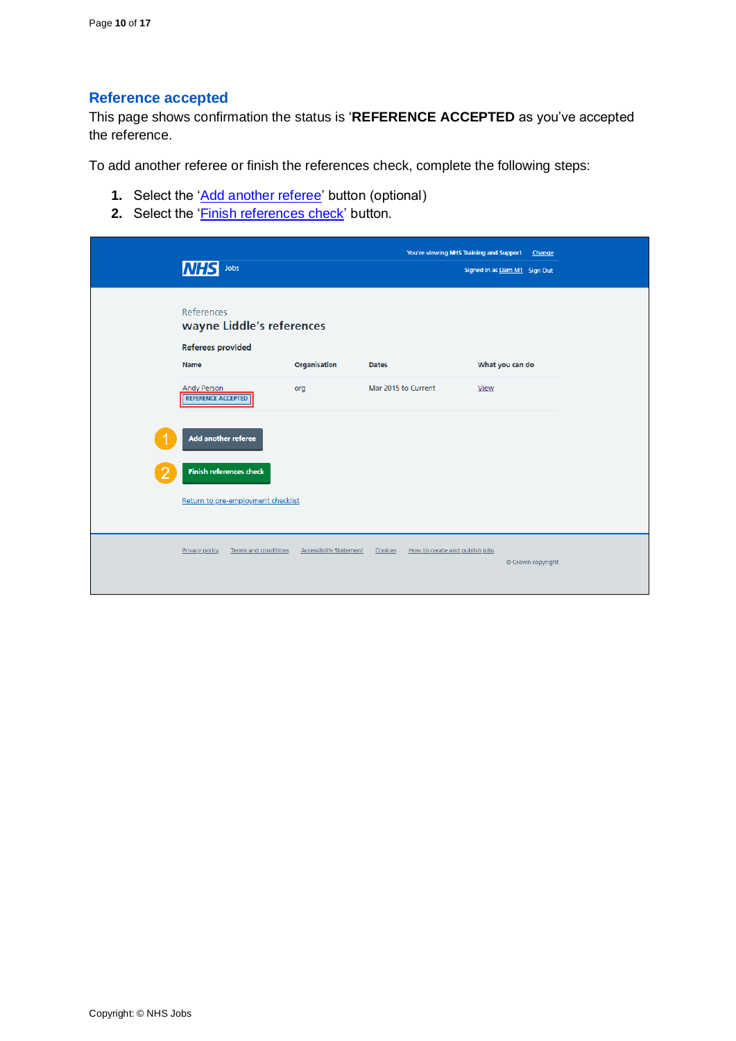## Reference accepted

This page shows confirmation the status is '**REFERENCE ACCEPTED** as you've accepted the reference.

To add another referee or finish the references check, complete the following steps:

1. Select the 'Add another referee' button (optional)
2. Select the 'Finish references check' button.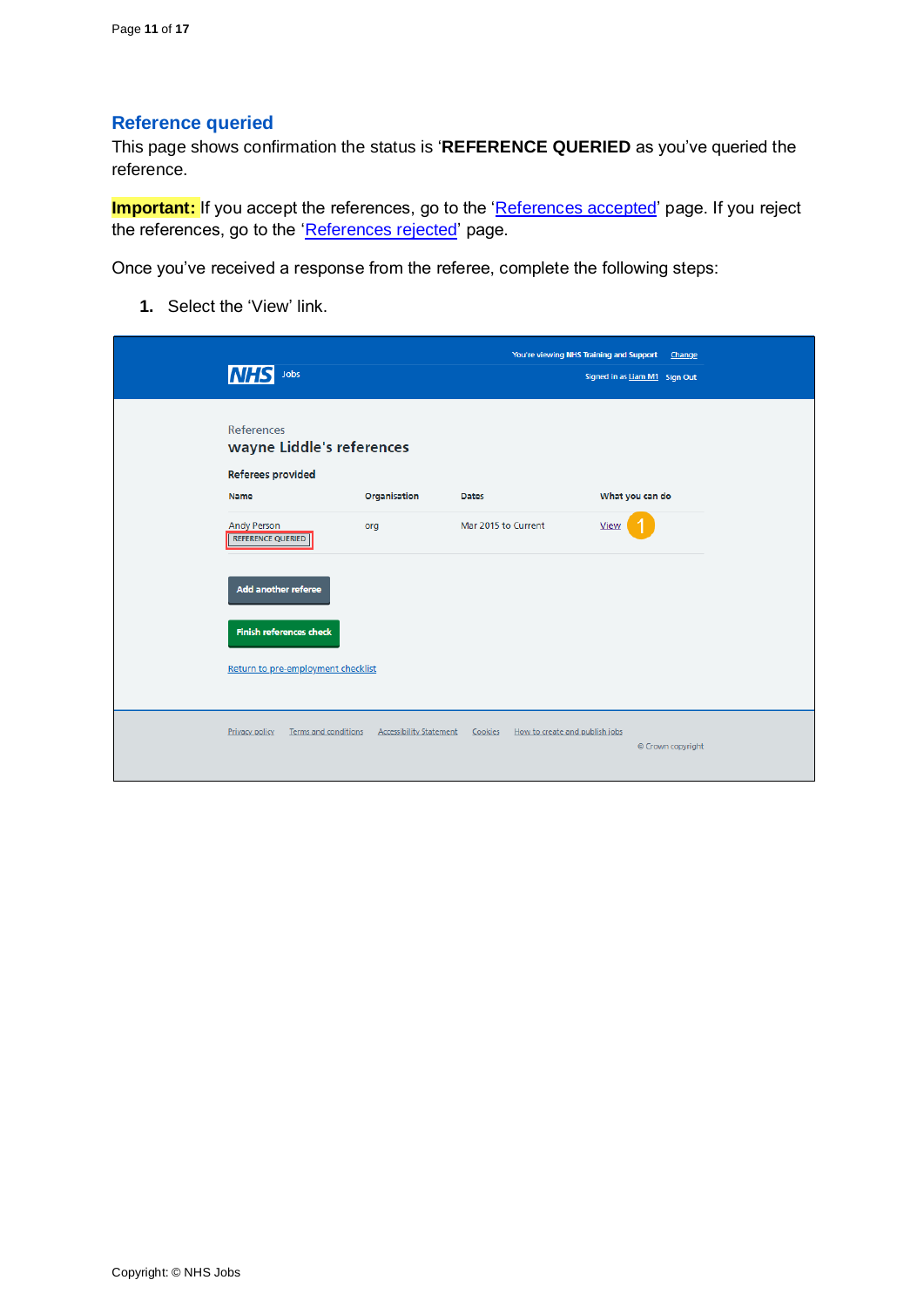## Reference queried

This page shows confirmation the status is '**REFERENCE QUERIED** as you've queried the reference.

**Important:** If you accept the references, go to the 'References accepted' page. If you reject the references, go to the 'References rejected' page.

Once you've received a response from the referee, complete the following steps:

1. Select the 'View' link.

You're viewing NHS Training and Support Change

NHS Jobs

Signed in as Liam M1 Sign Out

References

wayne Liddle's references

Referees provided

| Name | Organisation | Dates | What you can do |
| --- | --- | --- | --- |
| Andy Person REFERENCE QUERIED | org | Mar 2015 to Current | View |

Add another referee

Finish references check

Return to pre-employment checklist

Privacy policy Terms and conditions Accessibility Statement Cookies How to create and publish jobs

© Crown copyright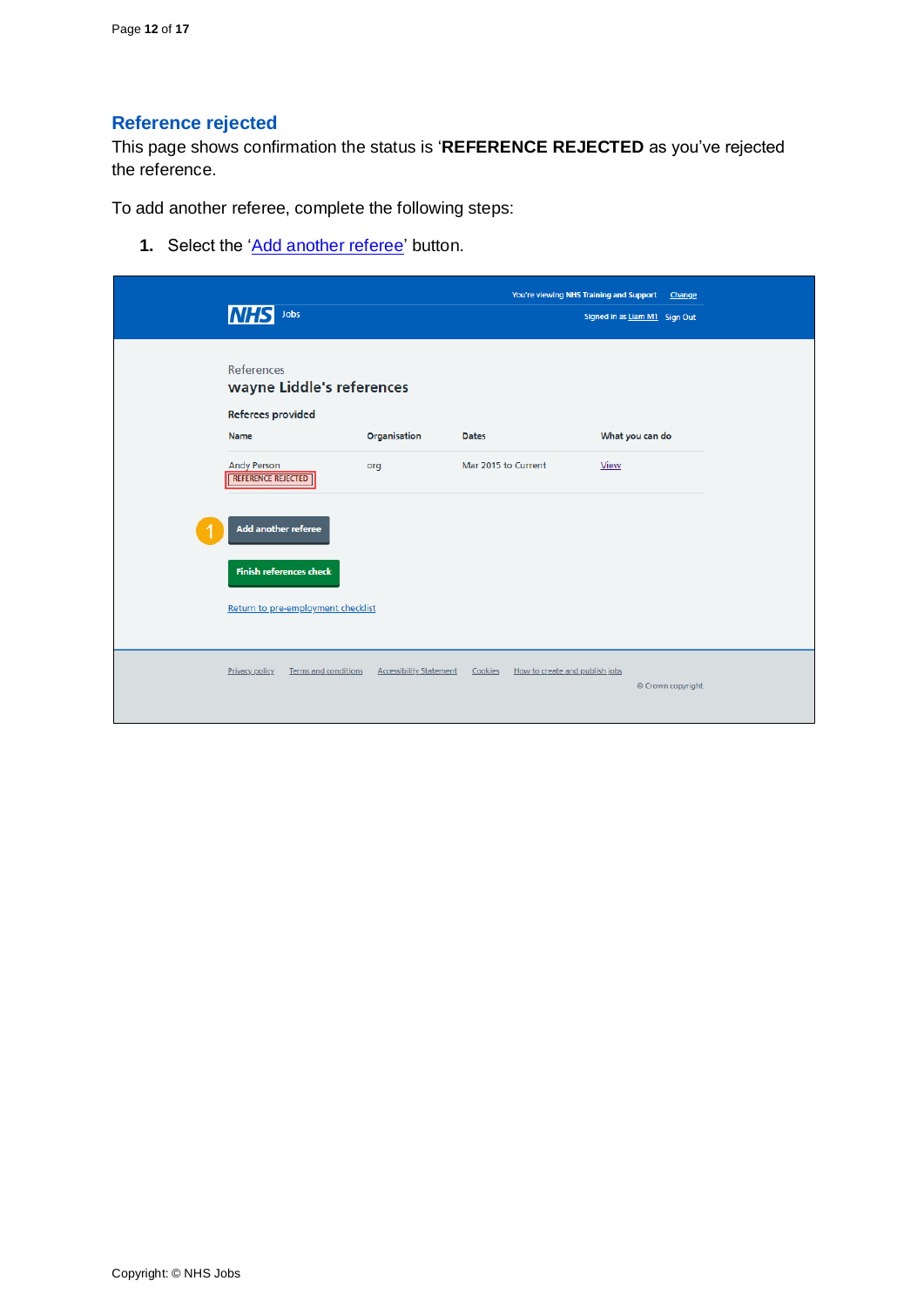## Reference rejected

This page shows confirmation the status is '**REFERENCE REJECTED** as you've rejected the reference.

To add another referee, complete the following steps:

1. Select the 'Add another referee' button.

You're viewing NHS Training and Support Change

NHS Jobs

Signed in as Liam M1 Sign Out

References

wayne Liddle's references

Referees provided

| Name | Organisation | Dates | What you can do |
| --- | --- | --- | --- |
| Andy Person REFERENCE REJECTED | org | Mar 2015 to Current | View |

Add another referee

Finish references check

Return to pre-employment checklist

Privacy policy Terms and conditions Accessibility Statement Cookies How to create and publish jobs

© Crown copyright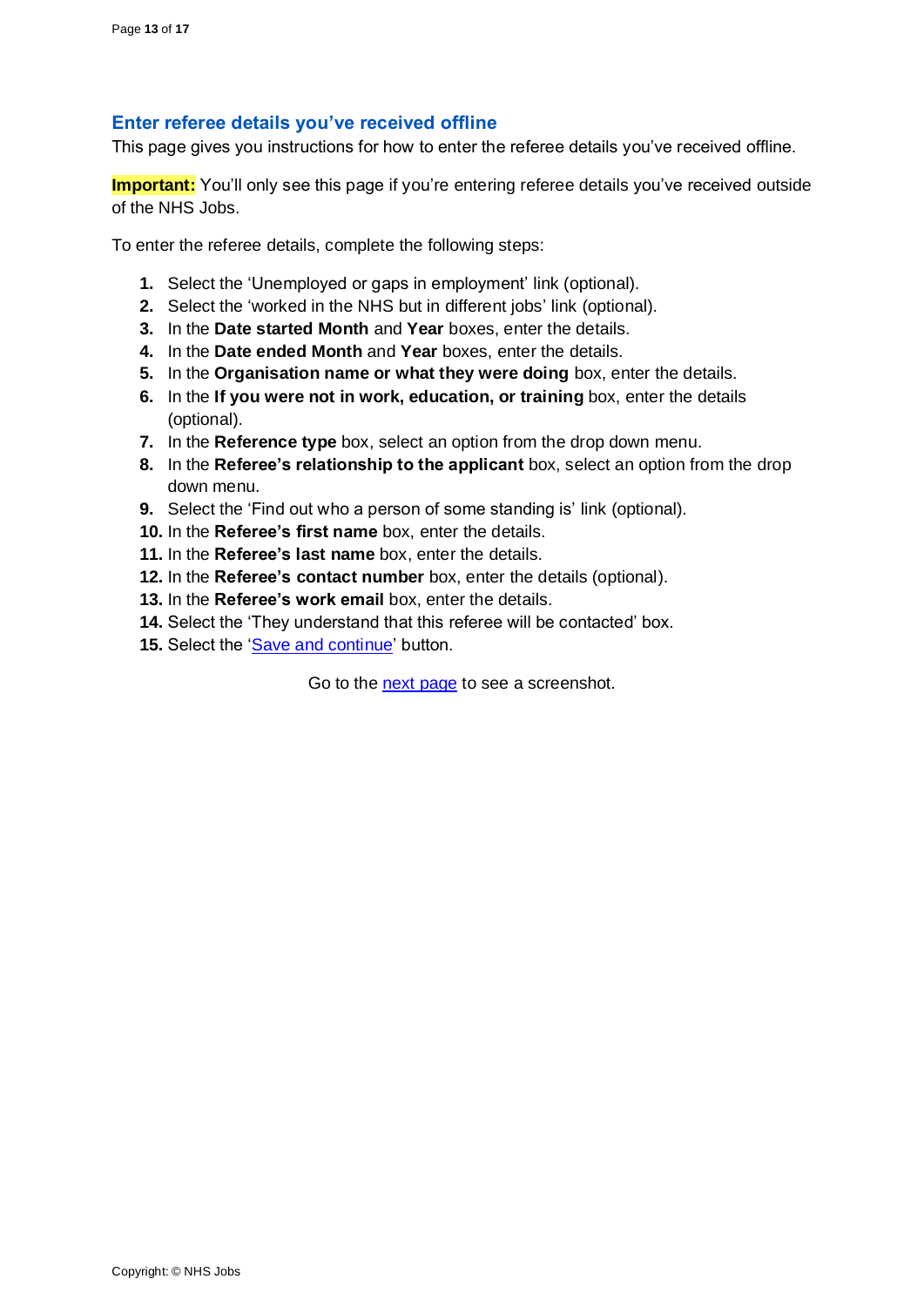## Enter referee details you've received offline

This page gives you instructions for how to enter the referee details you've received offline.

**Important:** You'll only see this page if you're entering referee details you've received outside of the NHS Jobs.

To enter the referee details, complete the following steps:

1. Select the 'Unemployed or gaps in employment' link (optional).
2. Select the 'worked in the NHS but in different jobs' link (optional).
3. In the **Date started Month** and **Year** boxes, enter the details.
4. In the **Date ended Month** and **Year** boxes, enter the details.
5. In the **Organisation name or what they were doing** box, enter the details.
6. In the **If you were not in work, education, or training** box, enter the details (optional).
7. In the **Reference type** box, select an option from the drop down menu.
8. In the **Referee's relationship to the applicant** box, select an option from the drop down menu.
9. Select the 'Find out who a person of some standing is' link (optional).
10. In the **Referee's first name** box, enter the details.
11. In the **Referee's last name** box, enter the details.
12. In the **Referee's contact number** box, enter the details (optional).
13. In the **Referee's work email** box, enter the details.
14. Select the 'They understand that this referee will be contacted' box.
15. Select the 'Save and continue' button.

Go to the next page to see a screenshot.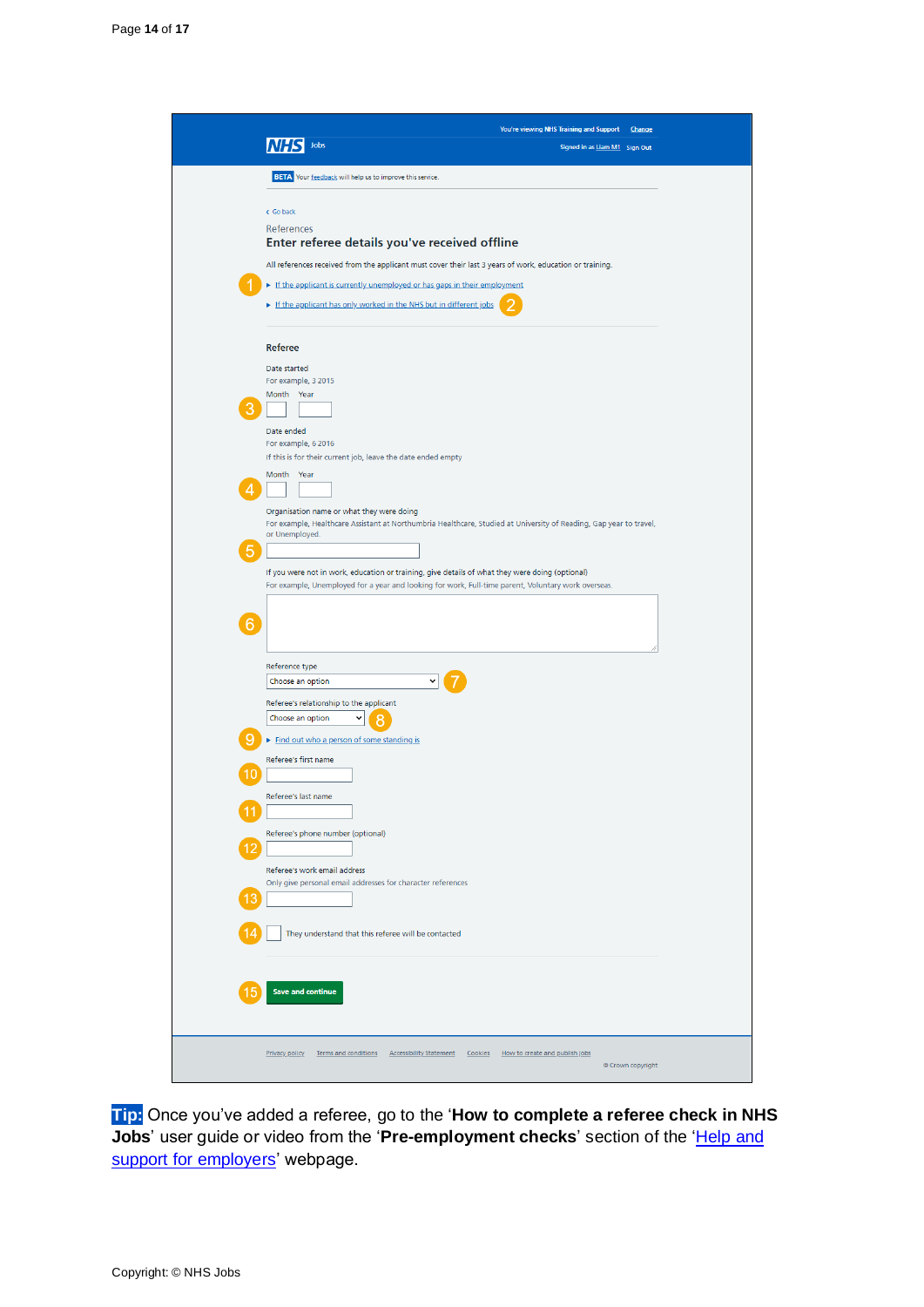You're viewing NHS Training and Support Change

NHS Jobs

Signed in as Liam M1 Sign Out

BETA Your feedback will help us to improve this service.

Go back

References

**Enter referee details you've received offline**

All references received from the applicant must cover their last 3 years of work, education or training.

1. If the applicant is currently unemployed or has gaps in their employment
2. If the applicant has only worked in the NHS but in different jobs

**Referee**

Date started

For example, 3 2015

3. Month Year

Date ended

For example, 6 2016

If this is for their current job, leave the date ended empty

4. Month Year

Organisation name or what they were doing

For example, Healthcare Assistant at Northumbria Healthcare, Studied at University of Reading, Gap year to travel, or Unemployed.

5.

If you were not in work, education or training, give details of what they were doing (optional)

For example, Unemployed for a year and looking for work, Full-time parent, Voluntary work overseas.

6.

Reference type

7. Choose an option

Referee's relationship to the applicant

8. Choose an option

9. Find out who a person of some standing is

Referee's first name

10.

Referee's last name

11.

Referee's phone number (optional)

12.

Referee's work email address

Only give personal email addresses for character references

13.

14. They understand that this referee will be contacted

15. Save and continue

Privacy policy Terms and conditions Accessibility Statement Cookies How to create and publish jobs

© Crown copyright

**Tip:** Once you've added a referee, go to the '**How to complete a referee check in NHS Jobs**' user guide or video from the '**Pre-employment checks**' section of the 'Help and support for employers' webpage.

Copyright: © NHS Jobs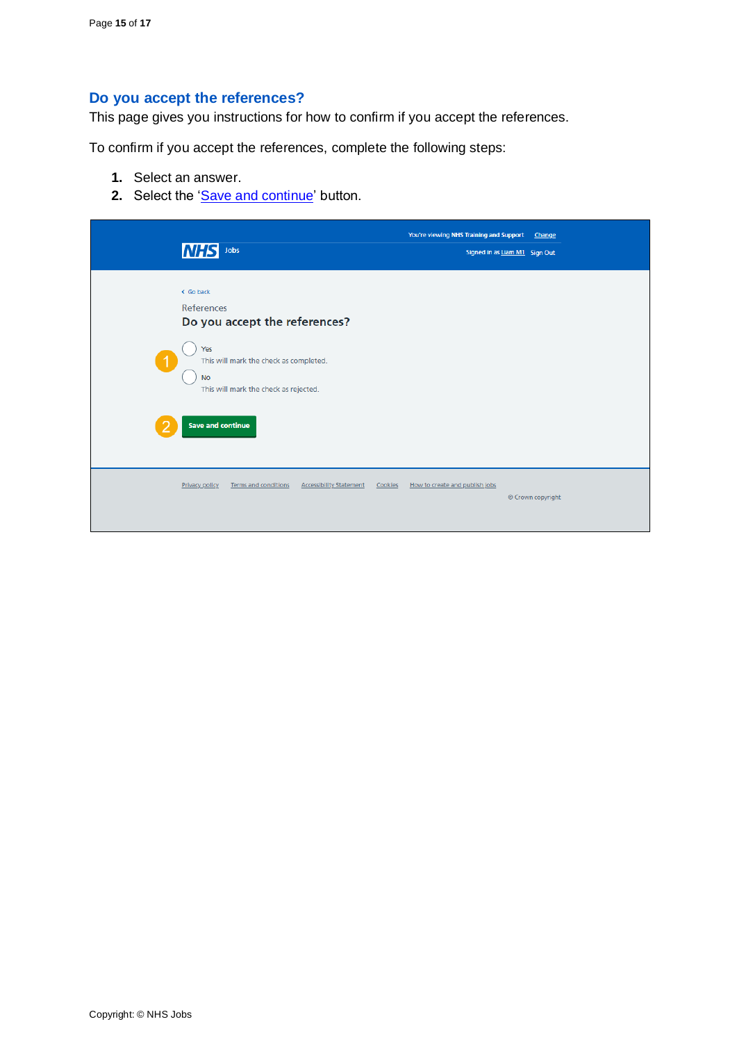## Do you accept the references?

This page gives you instructions for how to confirm if you accept the references.

To confirm if you accept the references, complete the following steps:

1. Select an answer.
2. Select the 'Save and continue' button.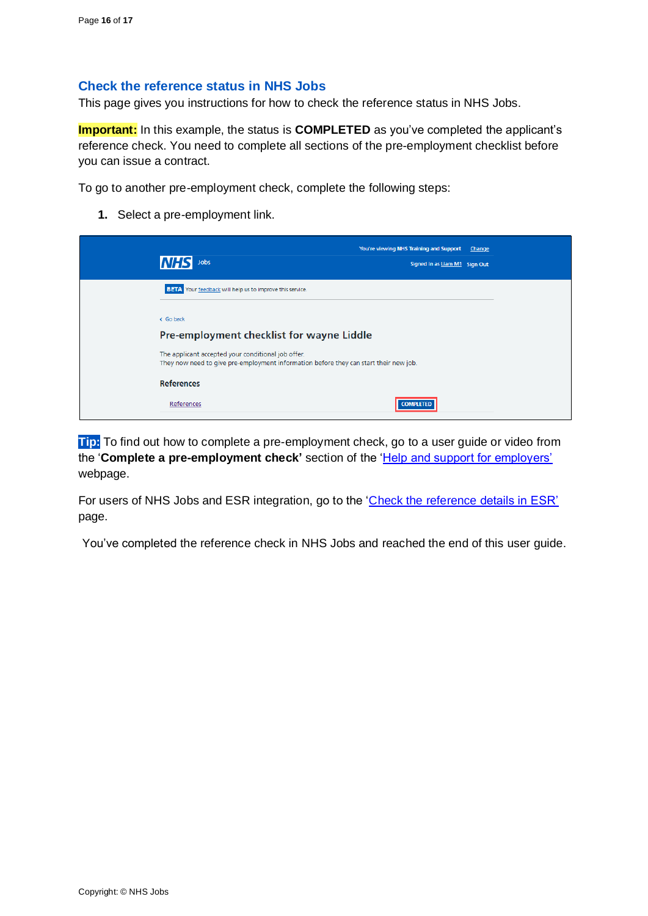## Check the reference status in NHS Jobs

This page gives you instructions for how to check the reference status in NHS Jobs.

**Important:** In this example, the status is **COMPLETED** as you've completed the applicant's reference check. You need to complete all sections of the pre-employment checklist before you can issue a contract.

To go to another pre-employment check, complete the following steps:

1. Select a pre-employment link.

You're viewing NHS Training and Support Change

NHS Jobs

Signed in as Liam M1 Sign Out

BETA Your feedback will help us to improve this service.

Go back

Pre-employment checklist for wayne Liddle

The applicant accepted your conditional job offer.
They now need to give pre-employment information before they can start their new job.

References

References COMPLETED

**Tip:** To find out how to complete a pre-employment check, go to a user guide or video from the '**Complete a pre-employment check'** section of the 'Help and support for employers' webpage.

For users of NHS Jobs and ESR integration, go to the 'Check the reference details in ESR' page.

You've completed the reference check in NHS Jobs and reached the end of this user guide.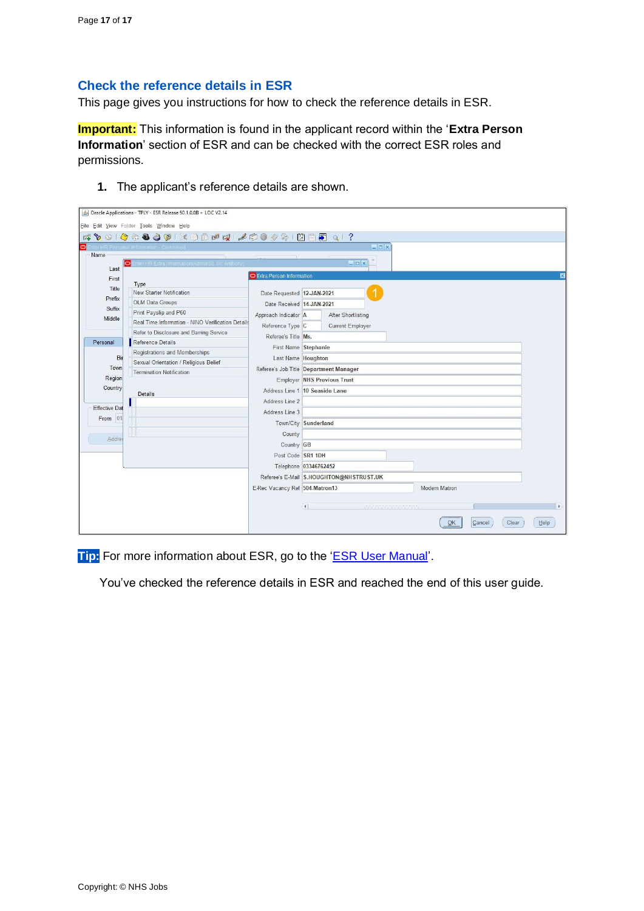## Check the reference details in ESR

This page gives you instructions for how to check the reference details in ESR.

**Important:** This information is found in the applicant record within the '**Extra Person Information**' section of ESR and can be checked with the correct ESR roles and permissions.

1. The applicant's reference details are shown.

**Tip:** For more information about ESR, go to the '[ESR User Manual]'.

You've checked the reference details in ESR and reached the end of this user guide.

Copyright: © NHS Jobs